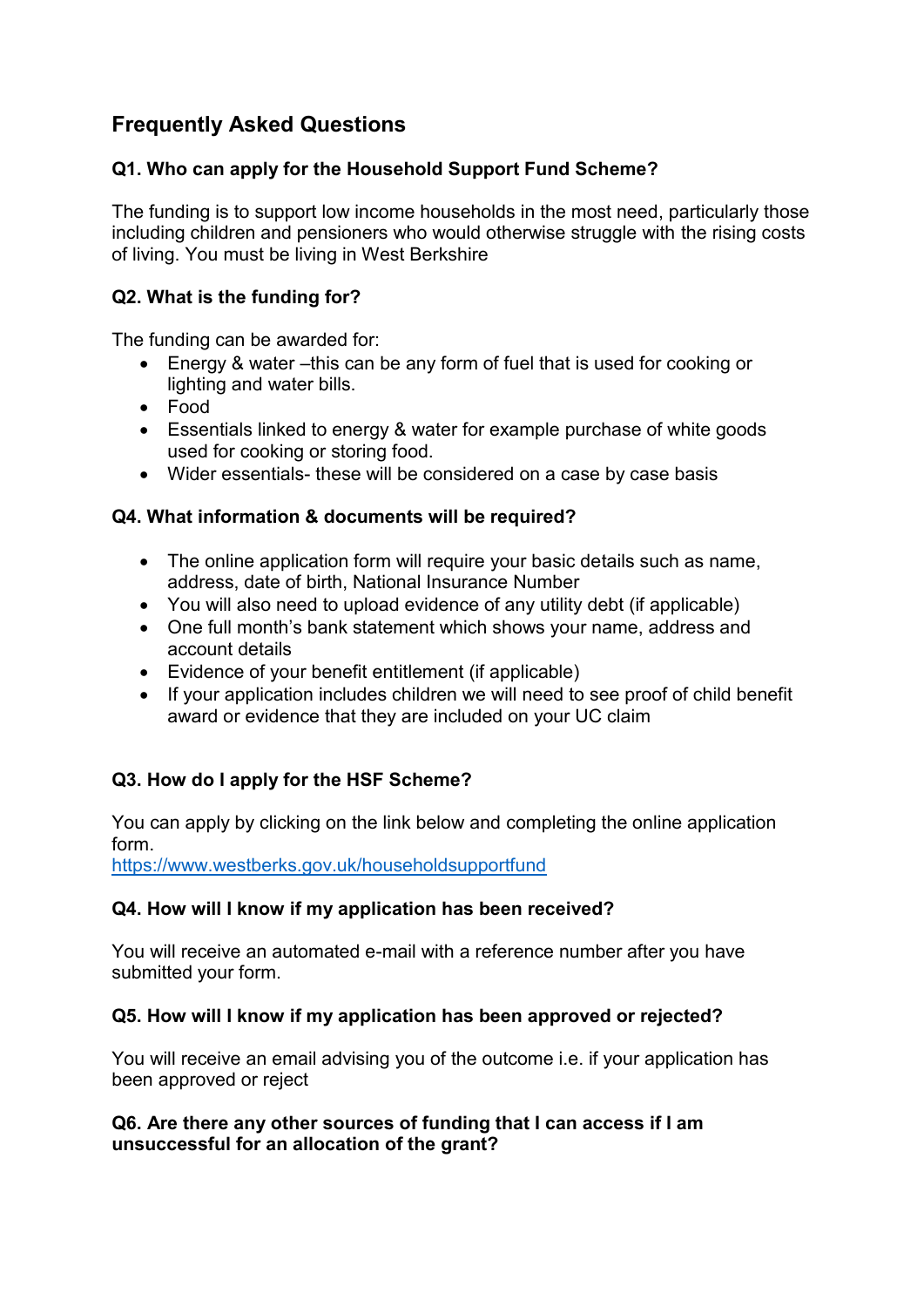# Frequently Asked Questions

### Q1. Who can apply for the Household Support Fund Scheme?

The funding is to support low income households in the most need, particularly those including children and pensioners who would otherwise struggle with the rising costs of living. You must be living in West Berkshire

### Q2. What is the funding for?

The funding can be awarded for:

- Energy & water –this can be any form of fuel that is used for cooking or lighting and water bills.
- Food
- Essentials linked to energy & water for example purchase of white goods used for cooking or storing food.
- Wider essentials- these will be considered on a case by case basis

### Q4. What information & documents will be required?

- The online application form will require your basic details such as name, address, date of birth, National Insurance Number
- You will also need to upload evidence of any utility debt (if applicable)
- One full month's bank statement which shows your name, address and account details
- Evidence of your benefit entitlement (if applicable)
- If your application includes children we will need to see proof of child benefit award or evidence that they are included on your UC claim

### Q3. How do I apply for the HSF Scheme?

You can apply by clicking on the link below and completing the online application form.
[https://www.westberks.gov.uk/householdsupportfund](https://www.westberks.gov.uk/householdsupportfund)

### Q4. How will I know if my application has been received?

You will receive an automated e-mail with a reference number after you have submitted your form.

### Q5. How will I know if my application has been approved or rejected?

You will receive an email advising you of the outcome i.e. if your application has been approved or reject

### Q6. Are there any other sources of funding that I can access if I am unsuccessful for an allocation of the grant?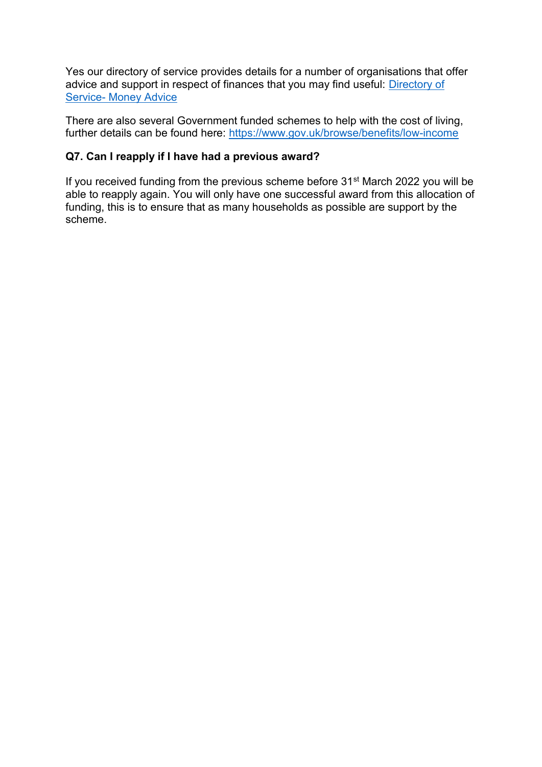Yes our directory of service provides details for a number of organisations that offer advice and support in respect of finances that you may find useful: Directory of Service- Money Advice

There are also several Government funded schemes to help with the cost of living, further details can be found here: https://www.gov.uk/browse/benefits/low-income

**Q7. Can I reapply if I have had a previous award?**

If you received funding from the previous scheme before 31st March 2022 you will be able to reapply again. You will only have one successful award from this allocation of funding, this is to ensure that as many households as possible are support by the scheme.